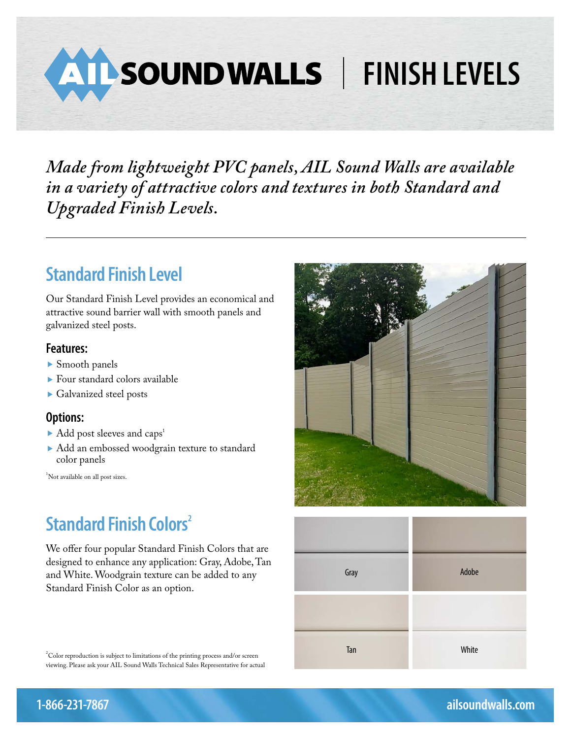# AIL SOUND WALLS | FINISH LEVELS

*Made from lightweight PVC panels, AIL Sound Walls are available in a variety of attractive colors and textures in both Standard and Upgraded Finish Levels.*

---

## Standard Finish Level

Our Standard Finish Level provides an economical and attractive sound barrier wall with smooth panels and galvanized steel posts.

### Features:

- Smooth panels
- Four standard colors available
- Galvanized steel posts

### Options:

- Add post sleeves and caps[1]
- Add an embossed woodgrain texture to standard color panels

[1]Not available on all post sizes.

## Standard Finish Colors[2]

We offer four popular Standard Finish Colors that are designed to enhance any application: Gray, Adobe, Tan and White. Woodgrain texture can be added to any Standard Finish Color as an option.

Gray

Adobe

Tan

White

[2]Color reproduction is subject to limitations of the printing process and/or screen viewing. Please ask your AIL Sound Walls Technical Sales Representative for actual

1-866-231-7867

ailsoundwalls.com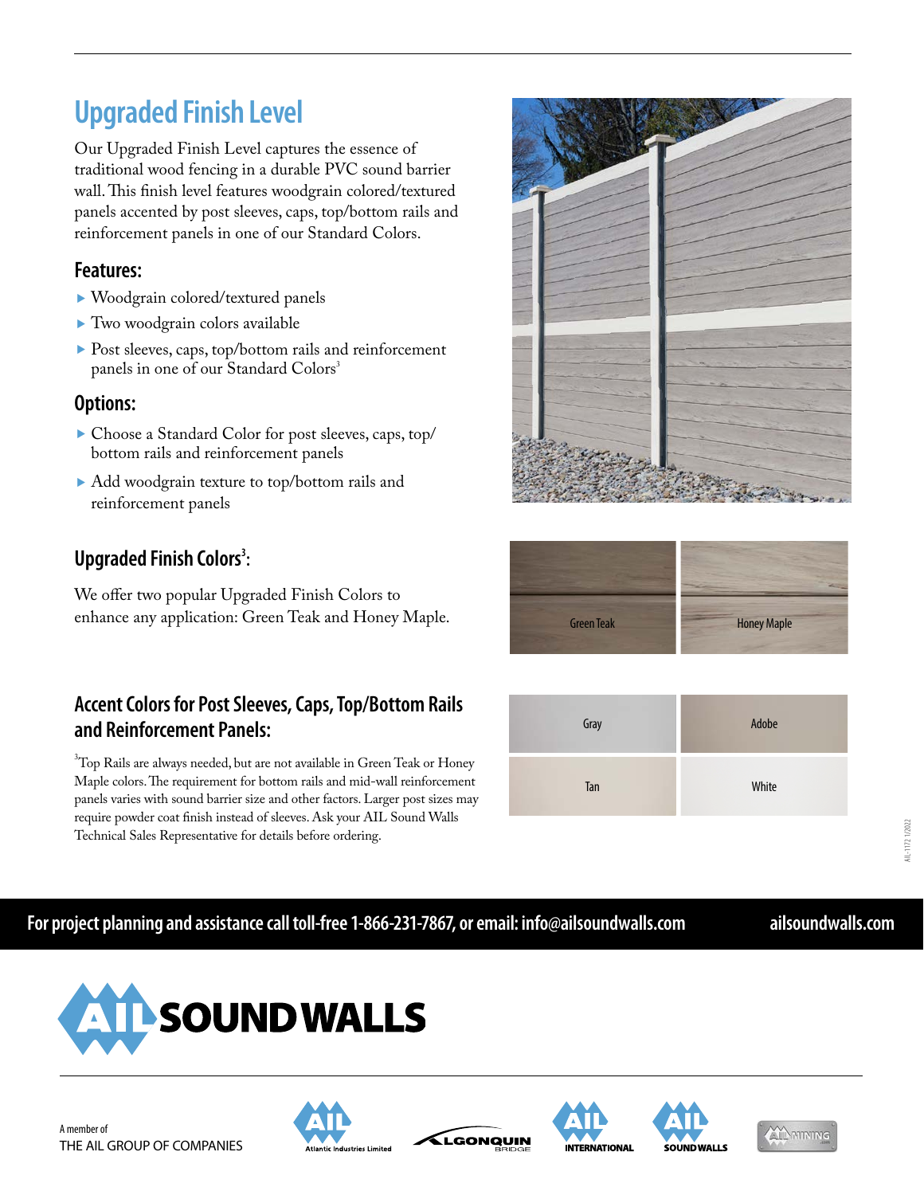## Upgraded Finish Level

Our Upgraded Finish Level captures the essence of traditional wood fencing in a durable PVC sound barrier wall. This finish level features woodgrain colored/textured panels accented by post sleeves, caps, top/bottom rails and reinforcement panels in one of our Standard Colors.

### Features:

- Woodgrain colored/textured panels
- Two woodgrain colors available
- Post sleeves, caps, top/bottom rails and reinforcement panels in one of our Standard Colors[3]

### Options:

- Choose a Standard Color for post sleeves, caps, top/bottom rails and reinforcement panels
- Add woodgrain texture to top/bottom rails and reinforcement panels

### Upgraded Finish Colors[3]:

We offer two popular Upgraded Finish Colors to enhance any application: Green Teak and Honey Maple.

Green Teak

Honey Maple

### Accent Colors for Post Sleeves, Caps, Top/Bottom Rails and Reinforcement Panels:

Gray

Adobe

Tan

White

[3]Top Rails are always needed, but are not available in Green Teak or Honey Maple colors. The requirement for bottom rails and mid-wall reinforcement panels varies with sound barrier size and other factors. Larger post sizes may require powder coat finish instead of sleeves. Ask your AIL Sound Walls Technical Sales Representative for details before ordering.

AIL-1172 1/2022

**For project planning and assistance call toll-free 1-866-231-7867, or email: info@ailsoundwalls.com** **ailsoundwalls.com**

AIL SOUND WALLS

A member of
THE AIL GROUP OF COMPANIES

AIL Atlantic Industries Limited | ALGONQUIN BRIDGE | AIL INTERNATIONAL | AIL SOUND WALLS | AIL MINING